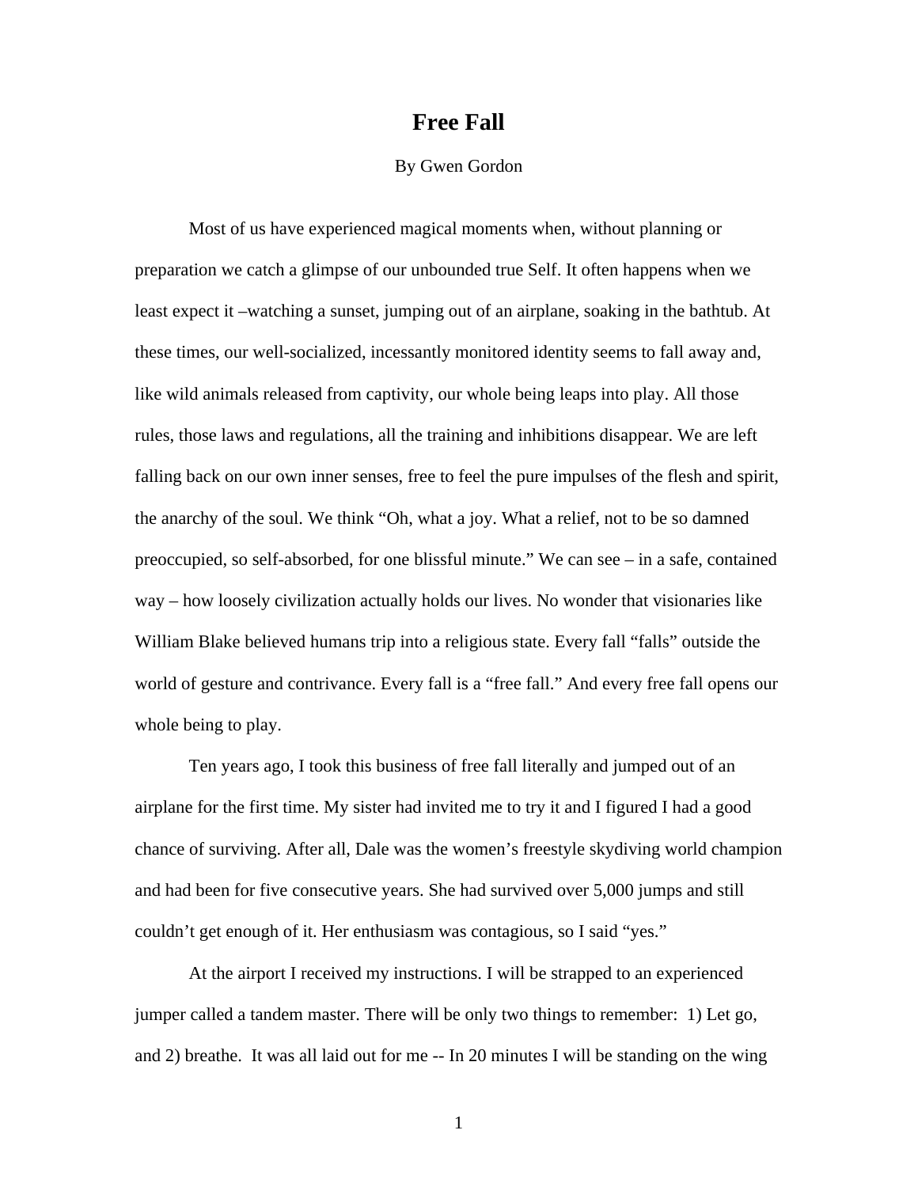# Free Fall

By Gwen Gordon

Most of us have experienced magical moments when, without planning or preparation we catch a glimpse of our unbounded true Self. It often happens when we least expect it –watching a sunset, jumping out of an airplane, soaking in the bathtub. At these times, our well-socialized, incessantly monitored identity seems to fall away and, like wild animals released from captivity, our whole being leaps into play. All those rules, those laws and regulations, all the training and inhibitions disappear. We are left falling back on our own inner senses, free to feel the pure impulses of the flesh and spirit, the anarchy of the soul. We think "Oh, what a joy. What a relief, not to be so damned preoccupied, so self-absorbed, for one blissful minute." We can see – in a safe, contained way – how loosely civilization actually holds our lives. No wonder that visionaries like William Blake believed humans trip into a religious state. Every fall "falls" outside the world of gesture and contrivance. Every fall is a "free fall." And every free fall opens our whole being to play.

Ten years ago, I took this business of free fall literally and jumped out of an airplane for the first time. My sister had invited me to try it and I figured I had a good chance of surviving. After all, Dale was the women's freestyle skydiving world champion and had been for five consecutive years. She had survived over 5,000 jumps and still couldn't get enough of it. Her enthusiasm was contagious, so I said "yes."

At the airport I received my instructions. I will be strapped to an experienced jumper called a tandem master. There will be only two things to remember: 1) Let go, and 2) breathe. It was all laid out for me -- In 20 minutes I will be standing on the wing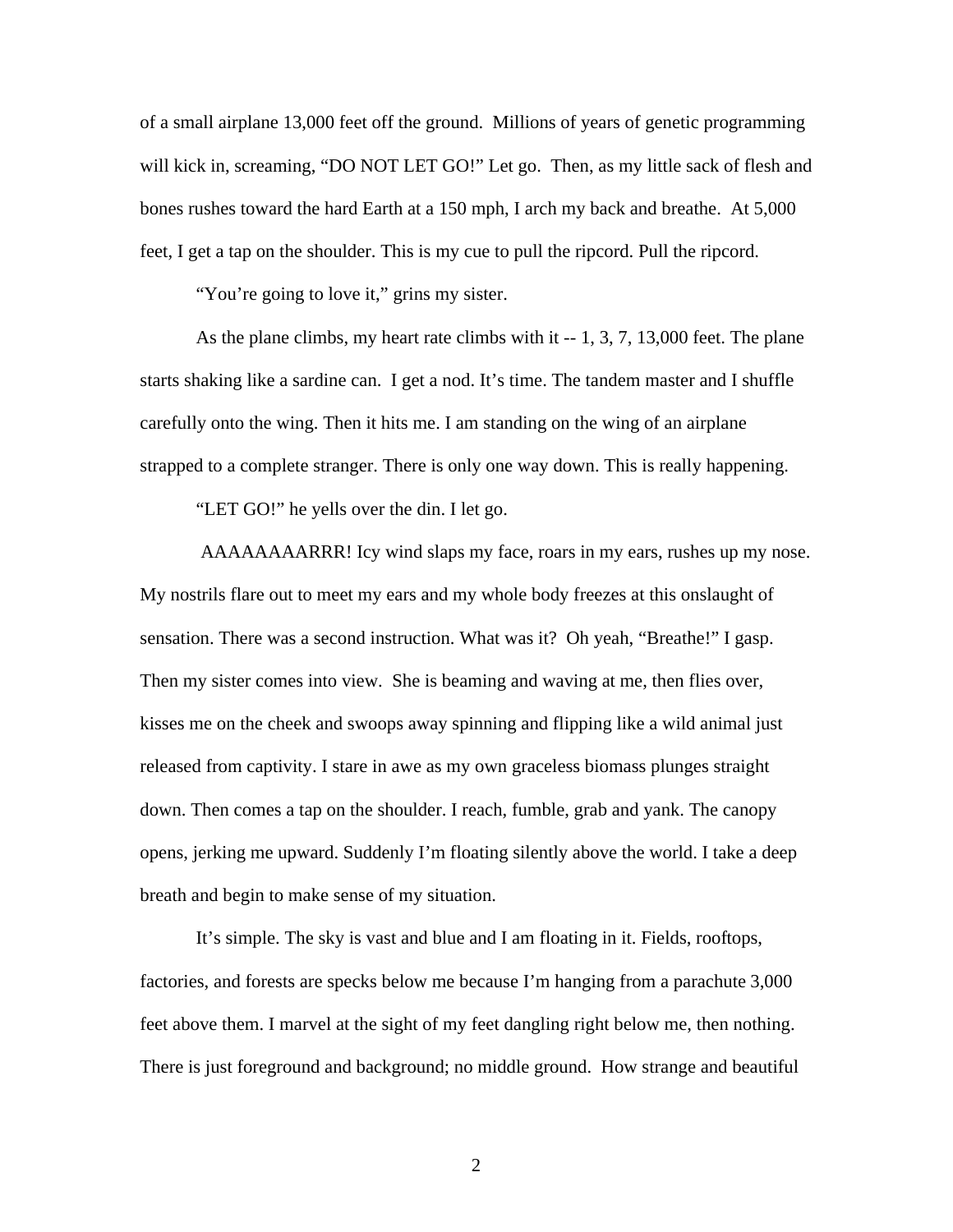of a small airplane 13,000 feet off the ground. Millions of years of genetic programming will kick in, screaming, "DO NOT LET GO!" Let go. Then, as my little sack of flesh and bones rushes toward the hard Earth at a 150 mph, I arch my back and breathe. At 5,000 feet, I get a tap on the shoulder. This is my cue to pull the ripcord. Pull the ripcord.

"You're going to love it," grins my sister.

As the plane climbs, my heart rate climbs with it -- 1, 3, 7, 13,000 feet. The plane starts shaking like a sardine can. I get a nod. It's time. The tandem master and I shuffle carefully onto the wing. Then it hits me. I am standing on the wing of an airplane strapped to a complete stranger. There is only one way down. This is really happening.

"LET GO!" he yells over the din. I let go.

AAAAAAAARRR! Icy wind slaps my face, roars in my ears, rushes up my nose. My nostrils flare out to meet my ears and my whole body freezes at this onslaught of sensation. There was a second instruction. What was it? Oh yeah, "Breathe!" I gasp. Then my sister comes into view. She is beaming and waving at me, then flies over, kisses me on the cheek and swoops away spinning and flipping like a wild animal just released from captivity. I stare in awe as my own graceless biomass plunges straight down. Then comes a tap on the shoulder. I reach, fumble, grab and yank. The canopy opens, jerking me upward. Suddenly I'm floating silently above the world. I take a deep breath and begin to make sense of my situation.

It's simple. The sky is vast and blue and I am floating in it. Fields, rooftops, factories, and forests are specks below me because I'm hanging from a parachute 3,000 feet above them. I marvel at the sight of my feet dangling right below me, then nothing. There is just foreground and background; no middle ground. How strange and beautiful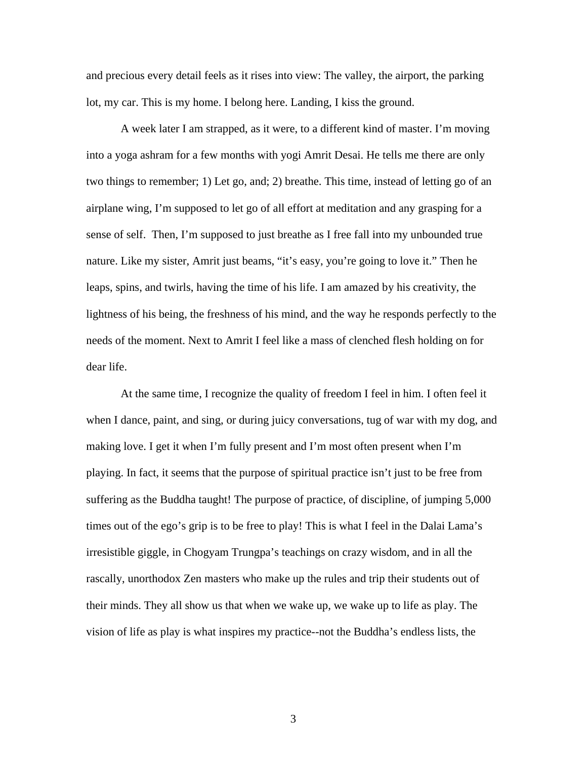and precious every detail feels as it rises into view: The valley, the airport, the parking lot, my car. This is my home. I belong here. Landing, I kiss the ground.

A week later I am strapped, as it were, to a different kind of master. I'm moving into a yoga ashram for a few months with yogi Amrit Desai. He tells me there are only two things to remember; 1) Let go, and; 2) breathe. This time, instead of letting go of an airplane wing, I'm supposed to let go of all effort at meditation and any grasping for a sense of self. Then, I'm supposed to just breathe as I free fall into my unbounded true nature. Like my sister, Amrit just beams, "it's easy, you're going to love it." Then he leaps, spins, and twirls, having the time of his life. I am amazed by his creativity, the lightness of his being, the freshness of his mind, and the way he responds perfectly to the needs of the moment. Next to Amrit I feel like a mass of clenched flesh holding on for dear life.

At the same time, I recognize the quality of freedom I feel in him. I often feel it when I dance, paint, and sing, or during juicy conversations, tug of war with my dog, and making love. I get it when I'm fully present and I'm most often present when I'm playing. In fact, it seems that the purpose of spiritual practice isn't just to be free from suffering as the Buddha taught! The purpose of practice, of discipline, of jumping 5,000 times out of the ego's grip is to be free to play! This is what I feel in the Dalai Lama's irresistible giggle, in Chogyam Trungpa's teachings on crazy wisdom, and in all the rascally, unorthodox Zen masters who make up the rules and trip their students out of their minds. They all show us that when we wake up, we wake up to life as play. The vision of life as play is what inspires my practice--not the Buddha's endless lists, the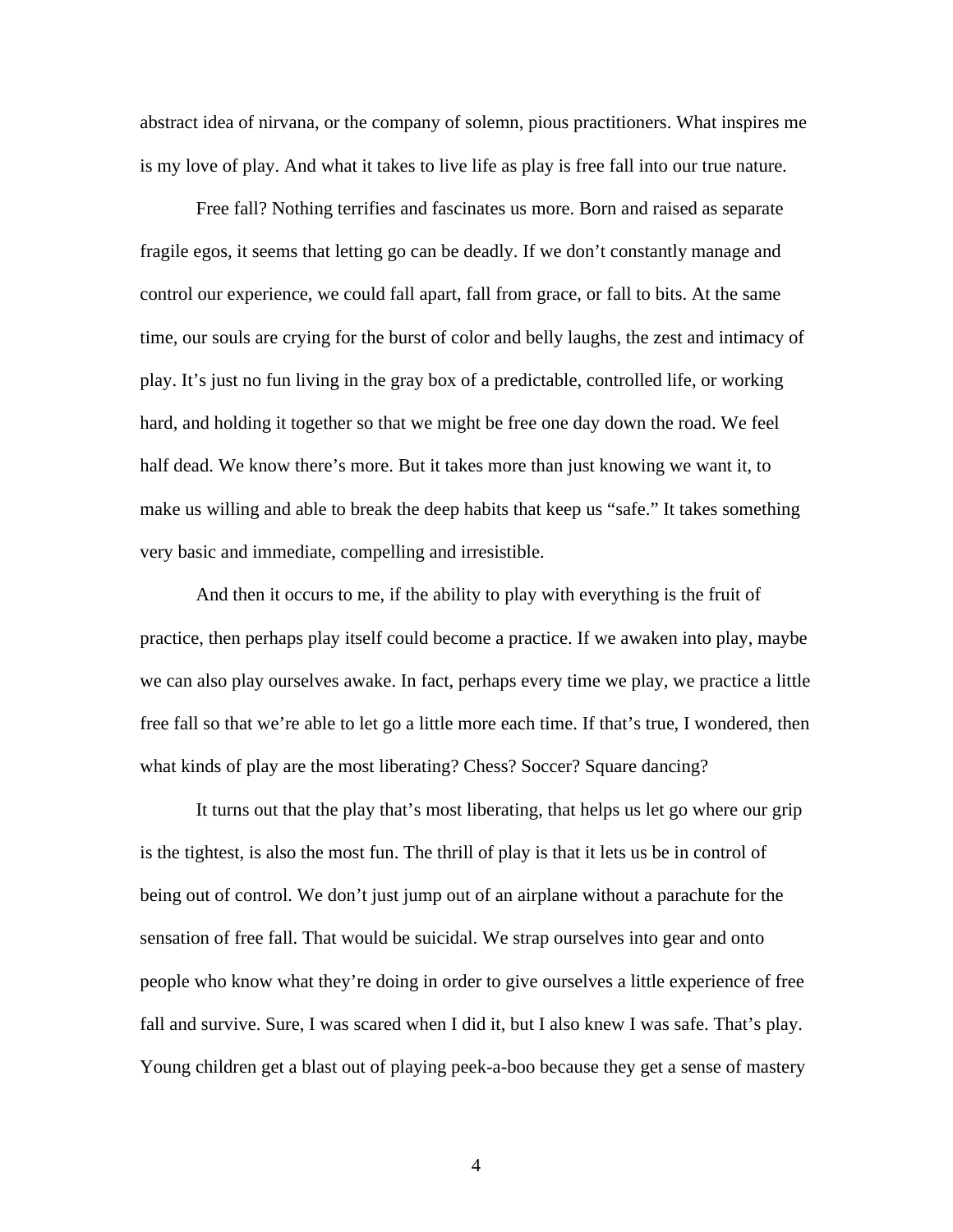abstract idea of nirvana, or the company of solemn, pious practitioners. What inspires me is my love of play. And what it takes to live life as play is free fall into our true nature.

Free fall? Nothing terrifies and fascinates us more. Born and raised as separate fragile egos, it seems that letting go can be deadly. If we don't constantly manage and control our experience, we could fall apart, fall from grace, or fall to bits. At the same time, our souls are crying for the burst of color and belly laughs, the zest and intimacy of play. It's just no fun living in the gray box of a predictable, controlled life, or working hard, and holding it together so that we might be free one day down the road. We feel half dead. We know there's more. But it takes more than just knowing we want it, to make us willing and able to break the deep habits that keep us "safe." It takes something very basic and immediate, compelling and irresistible.

And then it occurs to me, if the ability to play with everything is the fruit of practice, then perhaps play itself could become a practice. If we awaken into play, maybe we can also play ourselves awake. In fact, perhaps every time we play, we practice a little free fall so that we're able to let go a little more each time. If that's true, I wondered, then what kinds of play are the most liberating? Chess? Soccer? Square dancing?

It turns out that the play that's most liberating, that helps us let go where our grip is the tightest, is also the most fun. The thrill of play is that it lets us be in control of being out of control. We don't just jump out of an airplane without a parachute for the sensation of free fall. That would be suicidal. We strap ourselves into gear and onto people who know what they're doing in order to give ourselves a little experience of free fall and survive. Sure, I was scared when I did it, but I also knew I was safe. That's play. Young children get a blast out of playing peek-a-boo because they get a sense of mastery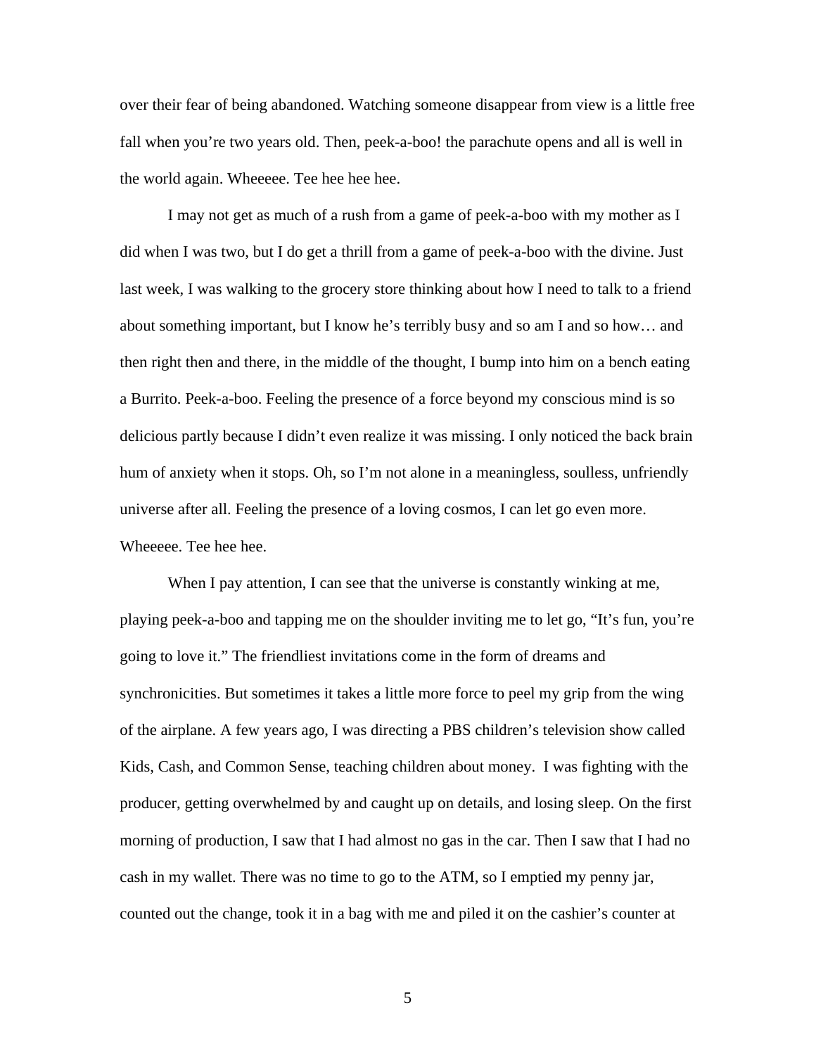over their fear of being abandoned. Watching someone disappear from view is a little free fall when you're two years old. Then, peek-a-boo! the parachute opens and all is well in the world again. Wheeeee. Tee hee hee hee.

I may not get as much of a rush from a game of peek-a-boo with my mother as I did when I was two, but I do get a thrill from a game of peek-a-boo with the divine. Just last week, I was walking to the grocery store thinking about how I need to talk to a friend about something important, but I know he's terribly busy and so am I and so how… and then right then and there, in the middle of the thought, I bump into him on a bench eating a Burrito. Peek-a-boo. Feeling the presence of a force beyond my conscious mind is so delicious partly because I didn't even realize it was missing. I only noticed the back brain hum of anxiety when it stops. Oh, so I'm not alone in a meaningless, soulless, unfriendly universe after all. Feeling the presence of a loving cosmos, I can let go even more. Wheeeee. Tee hee hee.

When I pay attention, I can see that the universe is constantly winking at me, playing peek-a-boo and tapping me on the shoulder inviting me to let go, "It's fun, you're going to love it." The friendliest invitations come in the form of dreams and synchronicities. But sometimes it takes a little more force to peel my grip from the wing of the airplane. A few years ago, I was directing a PBS children's television show called Kids, Cash, and Common Sense, teaching children about money. I was fighting with the producer, getting overwhelmed by and caught up on details, and losing sleep. On the first morning of production, I saw that I had almost no gas in the car. Then I saw that I had no cash in my wallet. There was no time to go to the ATM, so I emptied my penny jar, counted out the change, took it in a bag with me and piled it on the cashier's counter at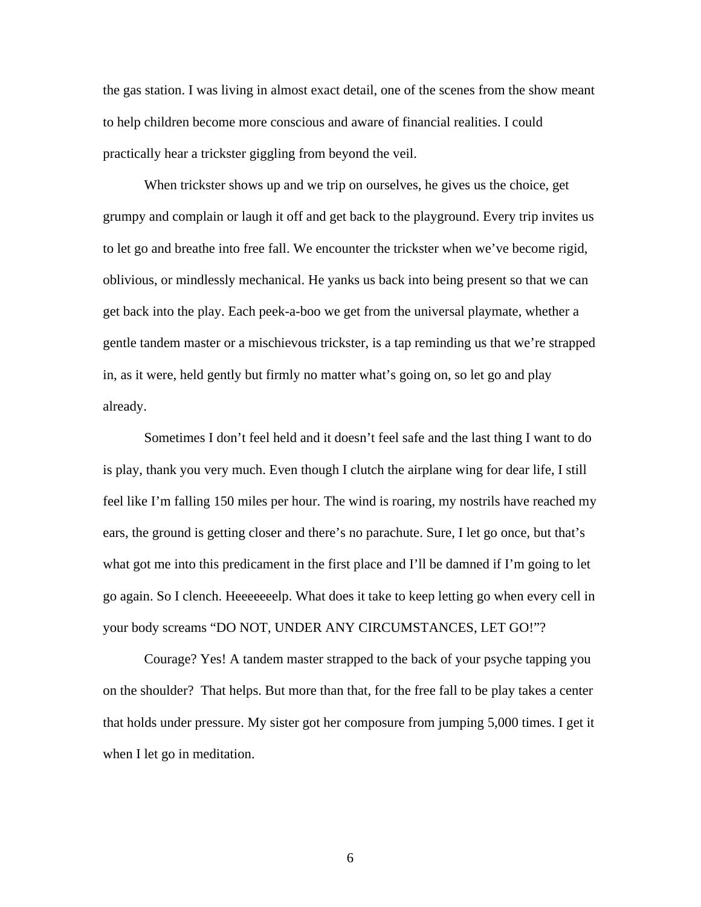the gas station. I was living in almost exact detail, one of the scenes from the show meant to help children become more conscious and aware of financial realities. I could practically hear a trickster giggling from beyond the veil.

When trickster shows up and we trip on ourselves, he gives us the choice, get grumpy and complain or laugh it off and get back to the playground. Every trip invites us to let go and breathe into free fall. We encounter the trickster when we've become rigid, oblivious, or mindlessly mechanical. He yanks us back into being present so that we can get back into the play. Each peek-a-boo we get from the universal playmate, whether a gentle tandem master or a mischievous trickster, is a tap reminding us that we're strapped in, as it were, held gently but firmly no matter what's going on, so let go and play already.

Sometimes I don't feel held and it doesn't feel safe and the last thing I want to do is play, thank you very much. Even though I clutch the airplane wing for dear life, I still feel like I'm falling 150 miles per hour. The wind is roaring, my nostrils have reached my ears, the ground is getting closer and there's no parachute. Sure, I let go once, but that's what got me into this predicament in the first place and I'll be damned if I'm going to let go again. So I clench. Heeeeeeelp. What does it take to keep letting go when every cell in your body screams "DO NOT, UNDER ANY CIRCUMSTANCES, LET GO!"?

Courage? Yes! A tandem master strapped to the back of your psyche tapping you on the shoulder? That helps. But more than that, for the free fall to be play takes a center that holds under pressure. My sister got her composure from jumping 5,000 times. I get it when I let go in meditation.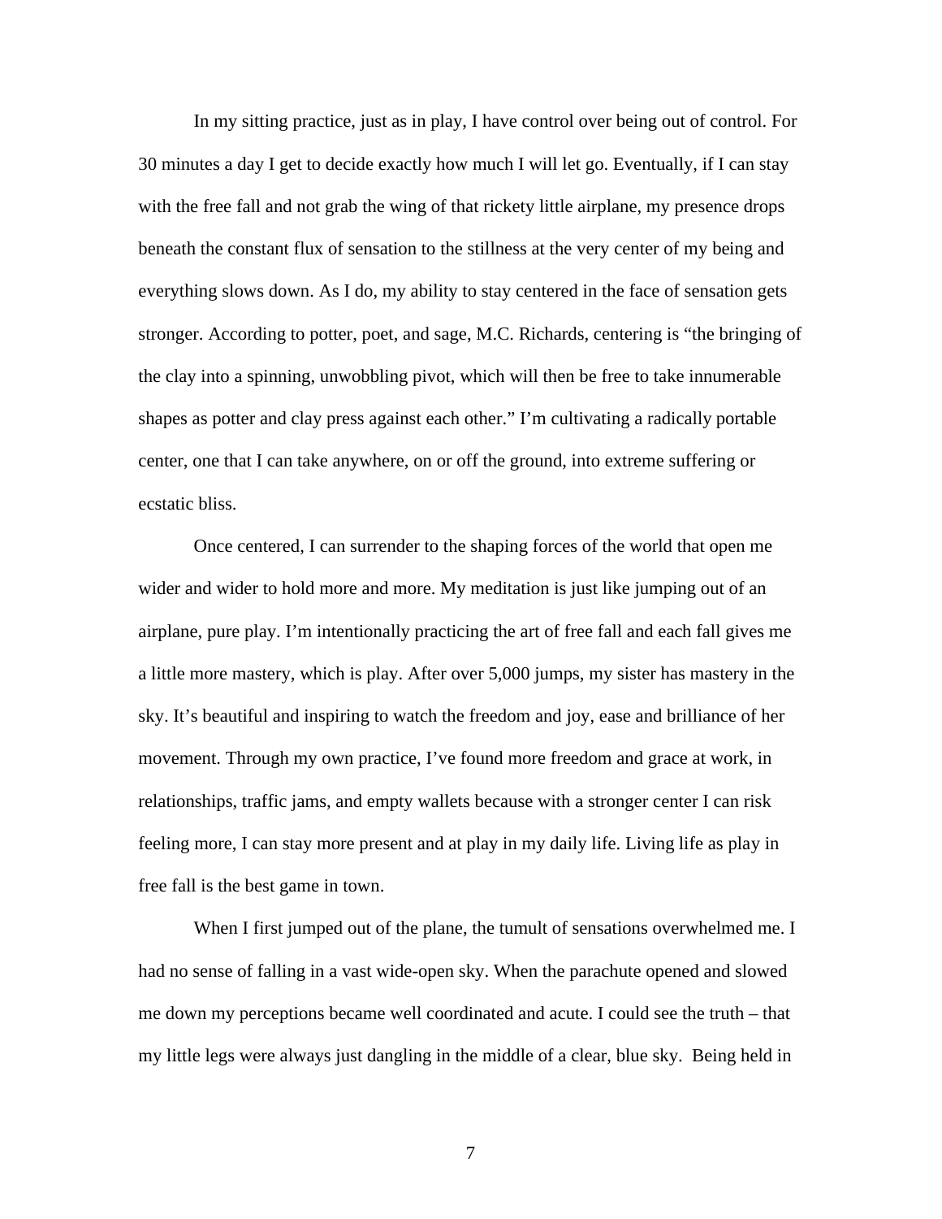In my sitting practice, just as in play, I have control over being out of control. For 30 minutes a day I get to decide exactly how much I will let go. Eventually, if I can stay with the free fall and not grab the wing of that rickety little airplane, my presence drops beneath the constant flux of sensation to the stillness at the very center of my being and everything slows down. As I do, my ability to stay centered in the face of sensation gets stronger. According to potter, poet, and sage, M.C. Richards, centering is "the bringing of the clay into a spinning, unwobbling pivot, which will then be free to take innumerable shapes as potter and clay press against each other." I'm cultivating a radically portable center, one that I can take anywhere, on or off the ground, into extreme suffering or ecstatic bliss.

Once centered, I can surrender to the shaping forces of the world that open me wider and wider to hold more and more. My meditation is just like jumping out of an airplane, pure play. I'm intentionally practicing the art of free fall and each fall gives me a little more mastery, which is play. After over 5,000 jumps, my sister has mastery in the sky. It's beautiful and inspiring to watch the freedom and joy, ease and brilliance of her movement. Through my own practice, I've found more freedom and grace at work, in relationships, traffic jams, and empty wallets because with a stronger center I can risk feeling more, I can stay more present and at play in my daily life. Living life as play in free fall is the best game in town.

When I first jumped out of the plane, the tumult of sensations overwhelmed me. I had no sense of falling in a vast wide-open sky. When the parachute opened and slowed me down my perceptions became well coordinated and acute. I could see the truth – that my little legs were always just dangling in the middle of a clear, blue sky. Being held in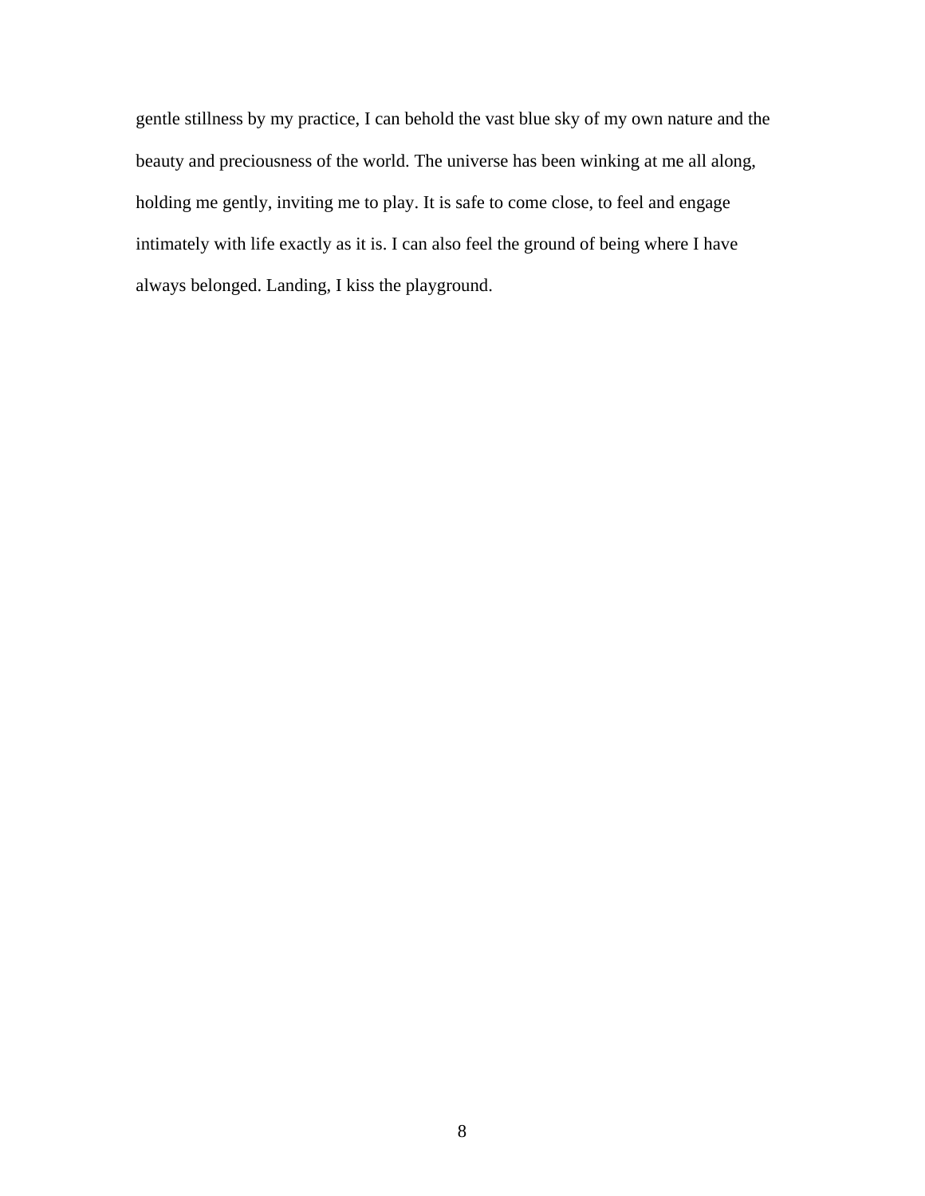gentle stillness by my practice, I can behold the vast blue sky of my own nature and the beauty and preciousness of the world. The universe has been winking at me all along, holding me gently, inviting me to play. It is safe to come close, to feel and engage intimately with life exactly as it is. I can also feel the ground of being where I have always belonged. Landing, I kiss the playground.